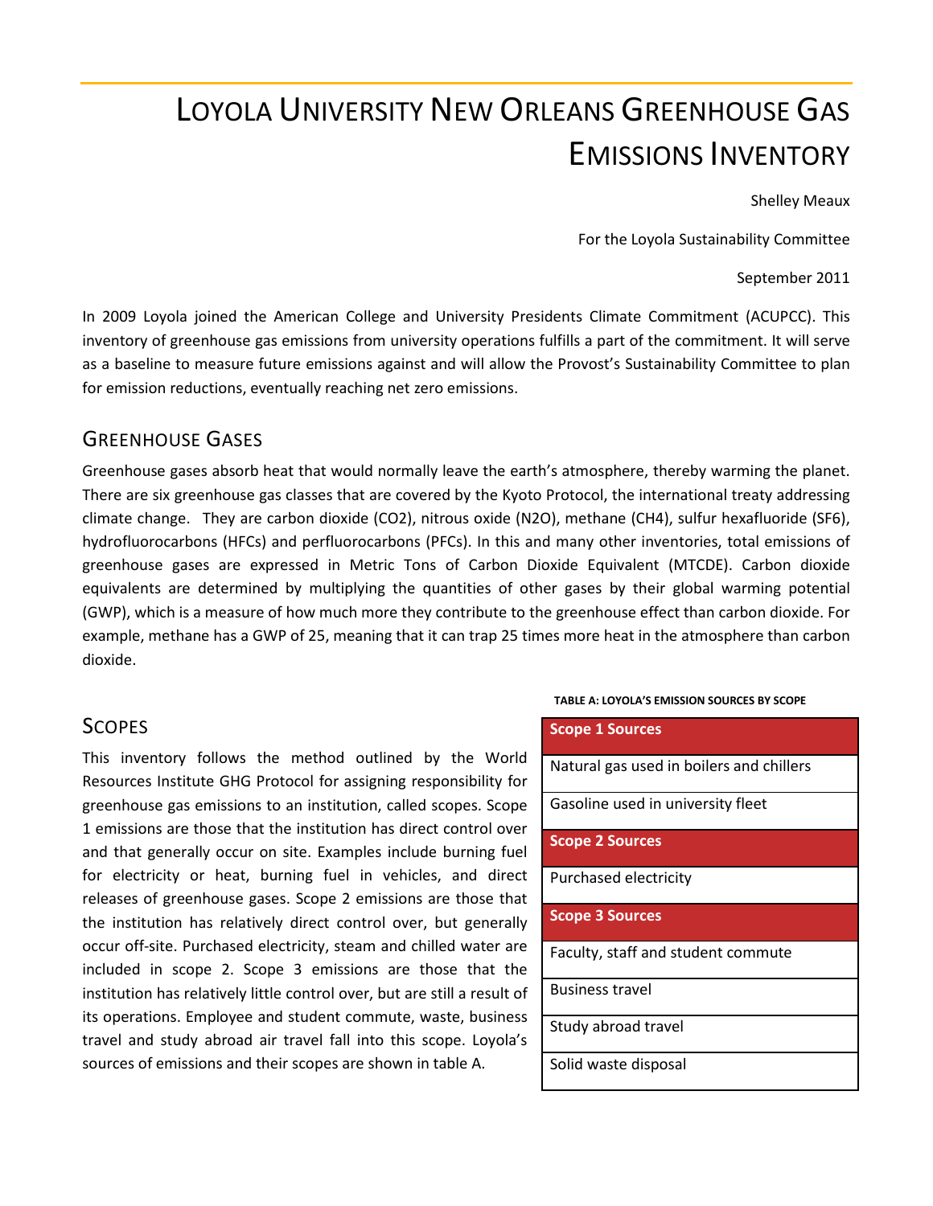# Loyola University New Orleans Greenhouse Gas Emissions Inventory

Shelley Meaux

For the Loyola Sustainability Committee

September 2011

In 2009 Loyola joined the American College and University Presidents Climate Commitment (ACUPCC). This inventory of greenhouse gas emissions from university operations fulfills a part of the commitment. It will serve as a baseline to measure future emissions against and will allow the Provost's Sustainability Committee to plan for emission reductions, eventually reaching net zero emissions.

## Greenhouse Gases

Greenhouse gases absorb heat that would normally leave the earth's atmosphere, thereby warming the planet. There are six greenhouse gas classes that are covered by the Kyoto Protocol, the international treaty addressing climate change. They are carbon dioxide ($CO_2$), nitrous oxide ($N_2O$), methane ($CH_4$), sulfur hexafluoride ($SF_6$), hydrofluorocarbons (HFCs) and perfluorocarbons (PFCs). In this and many other inventories, total emissions of greenhouse gases are expressed in Metric Tons of Carbon Dioxide Equivalent (MTCDE). Carbon dioxide equivalents are determined by multiplying the quantities of other gases by their global warming potential (GWP), which is a measure of how much more they contribute to the greenhouse effect than carbon dioxide. For example, methane has a GWP of 25, meaning that it can trap 25 times more heat in the atmosphere than carbon dioxide.

## Scopes

This inventory follows the method outlined by the World Resources Institute GHG Protocol for assigning responsibility for greenhouse gas emissions to an institution, called scopes. Scope 1 emissions are those that the institution has direct control over and that generally occur on site. Examples include burning fuel for electricity or heat, burning fuel in vehicles, and direct releases of greenhouse gases. Scope 2 emissions are those that the institution has relatively direct control over, but generally occur off-site. Purchased electricity, steam and chilled water are included in scope 2. Scope 3 emissions are those that the institution has relatively little control over, but are still a result of its operations. Employee and student commute, waste, business travel and study abroad air travel fall into this scope. Loyola's sources of emissions and their scopes are shown in table A.

**TABLE A: LOYOLA'S EMISSION SOURCES BY SCOPE**

| **Scope 1 Sources** |
|---|
| Natural gas used in boilers and chillers |
| Gasoline used in university fleet |
| **Scope 2 Sources** |
| Purchased electricity |
| **Scope 3 Sources** |
| Faculty, staff and student commute |
| Business travel |
| Study abroad travel |
| Solid waste disposal |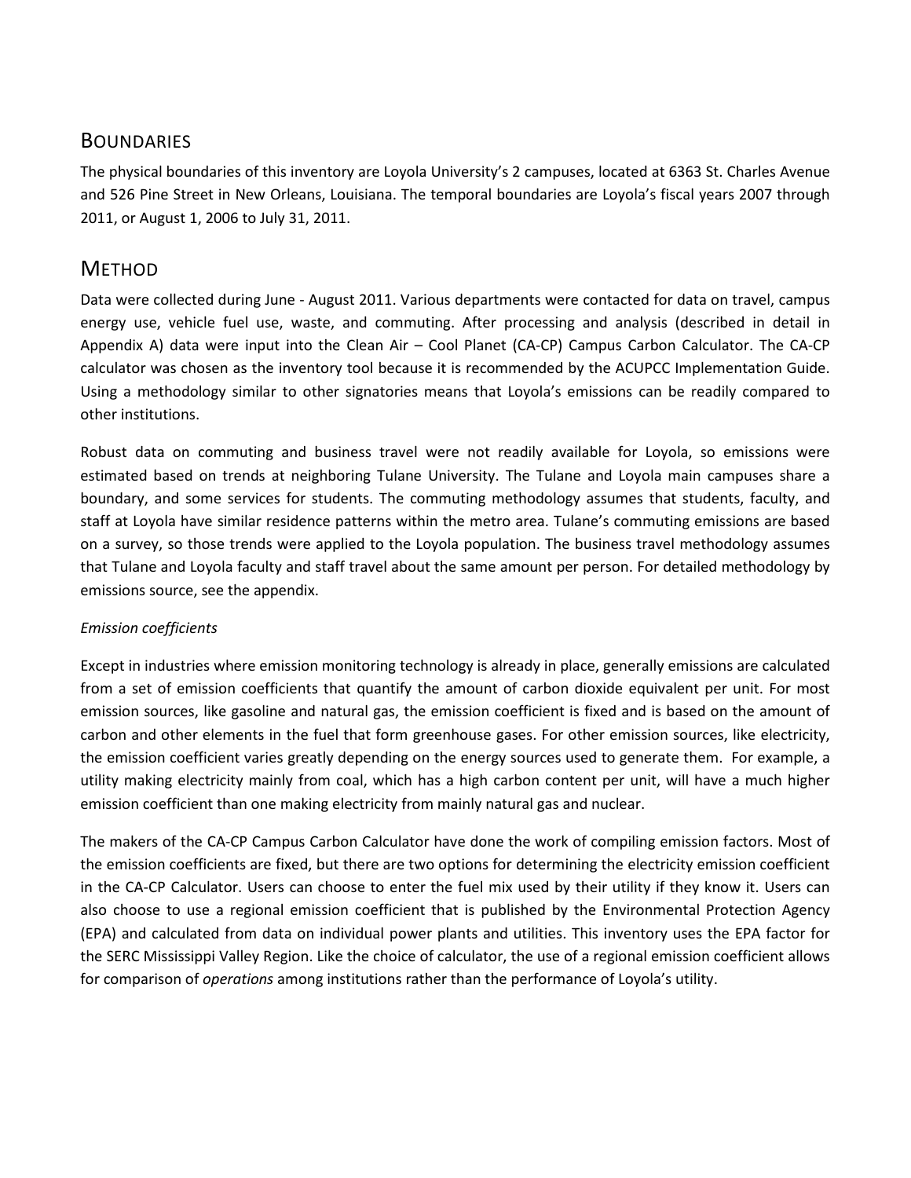## Boundaries

The physical boundaries of this inventory are Loyola University's 2 campuses, located at 6363 St. Charles Avenue and 526 Pine Street in New Orleans, Louisiana. The temporal boundaries are Loyola's fiscal years 2007 through 2011, or August 1, 2006 to July 31, 2011.

## Method

Data were collected during June - August 2011. Various departments were contacted for data on travel, campus energy use, vehicle fuel use, waste, and commuting. After processing and analysis (described in detail in Appendix A) data were input into the Clean Air – Cool Planet (CA-CP) Campus Carbon Calculator. The CA-CP calculator was chosen as the inventory tool because it is recommended by the ACUPCC Implementation Guide. Using a methodology similar to other signatories means that Loyola's emissions can be readily compared to other institutions.

Robust data on commuting and business travel were not readily available for Loyola, so emissions were estimated based on trends at neighboring Tulane University. The Tulane and Loyola main campuses share a boundary, and some services for students. The commuting methodology assumes that students, faculty, and staff at Loyola have similar residence patterns within the metro area. Tulane's commuting emissions are based on a survey, so those trends were applied to the Loyola population. The business travel methodology assumes that Tulane and Loyola faculty and staff travel about the same amount per person. For detailed methodology by emissions source, see the appendix.

*Emission coefficients*

Except in industries where emission monitoring technology is already in place, generally emissions are calculated from a set of emission coefficients that quantify the amount of carbon dioxide equivalent per unit. For most emission sources, like gasoline and natural gas, the emission coefficient is fixed and is based on the amount of carbon and other elements in the fuel that form greenhouse gases. For other emission sources, like electricity, the emission coefficient varies greatly depending on the energy sources used to generate them. For example, a utility making electricity mainly from coal, which has a high carbon content per unit, will have a much higher emission coefficient than one making electricity from mainly natural gas and nuclear.

The makers of the CA-CP Campus Carbon Calculator have done the work of compiling emission factors. Most of the emission coefficients are fixed, but there are two options for determining the electricity emission coefficient in the CA-CP Calculator. Users can choose to enter the fuel mix used by their utility if they know it. Users can also choose to use a regional emission coefficient that is published by the Environmental Protection Agency (EPA) and calculated from data on individual power plants and utilities. This inventory uses the EPA factor for the SERC Mississippi Valley Region. Like the choice of calculator, the use of a regional emission coefficient allows for comparison of *operations* among institutions rather than the performance of Loyola's utility.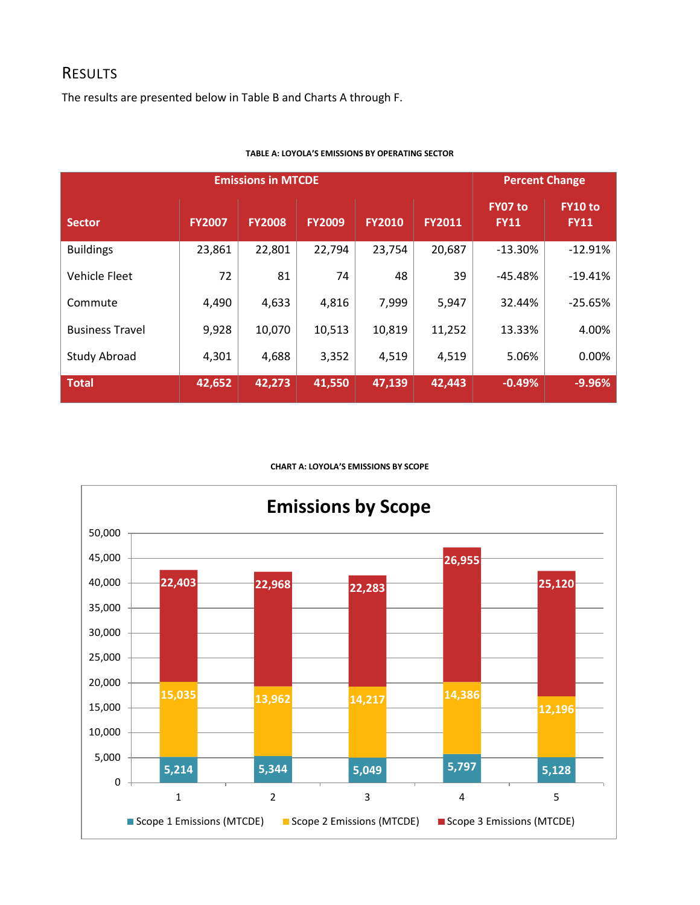## RESULTS

The results are presented below in Table B and Charts A through F.

**TABLE A: LOYOLA'S EMISSIONS BY OPERATING SECTOR**

| | Emissions in MTCDE | | | | | Percent Change | |
|---|---|---|---|---|---|---|---|
| **Sector** | **FY2007** | **FY2008** | **FY2009** | **FY2010** | **FY2011** | **FY07 to FY11** | **FY10 to FY11** |
| Buildings | 23,861 | 22,801 | 22,794 | 23,754 | 20,687 | -13.30% | -12.91% |
| Vehicle Fleet | 72 | 81 | 74 | 48 | 39 | -45.48% | -19.41% |
| Commute | 4,490 | 4,633 | 4,816 | 7,999 | 5,947 | 32.44% | -25.65% |
| Business Travel | 9,928 | 10,070 | 10,513 | 10,819 | 11,252 | 13.33% | 4.00% |
| Study Abroad | 4,301 | 4,688 | 3,352 | 4,519 | 4,519 | 5.06% | 0.00% |
| **Total** | **42,652** | **42,273** | **41,550** | **47,139** | **42,443** | **-0.49%** | **-9.96%** |

**CHART A: LOYOLA'S EMISSIONS BY SCOPE**

**Emissions by Scope**

| | 1 | 2 | 3 | 4 | 5 |
|---|---|---|---|---|---|
| Scope 1 Emissions (MTCDE) | 5,214 | 5,344 | 5,049 | 5,797 | 5,128 |
| Scope 2 Emissions (MTCDE) | 15,035 | 13,962 | 14,217 | 14,386 | 12,196 |
| Scope 3 Emissions (MTCDE) | 22,403 | 22,968 | 22,283 | 26,955 | 25,120 |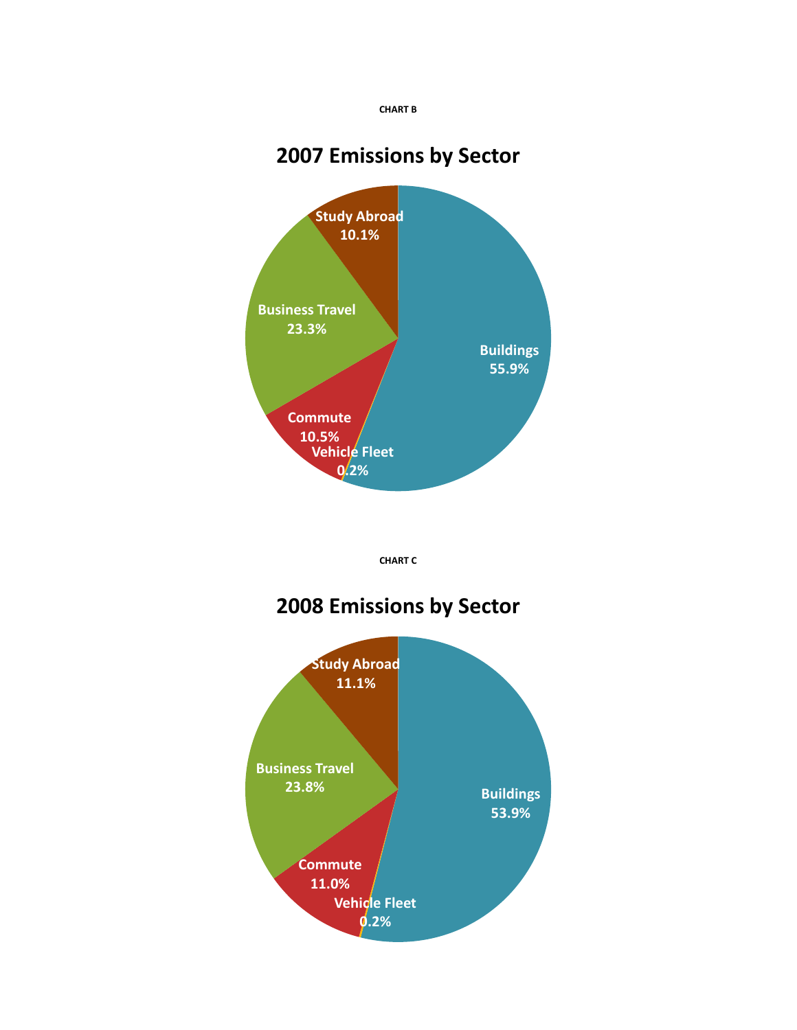CHART B

## 2007 Emissions by Sector

| Sector | Share |
|---|---|
| Buildings | 55.9% |
| Business Travel | 23.3% |
| Commute | 10.5% |
| Study Abroad | 10.1% |
| Vehicle Fleet | 0.2% |

CHART C

## 2008 Emissions by Sector

| Sector | Share |
|---|---|
| Buildings | 53.9% |
| Business Travel | 23.8% |
| Study Abroad | 11.1% |
| Commute | 11.0% |
| Vehicle Fleet | 0.2% |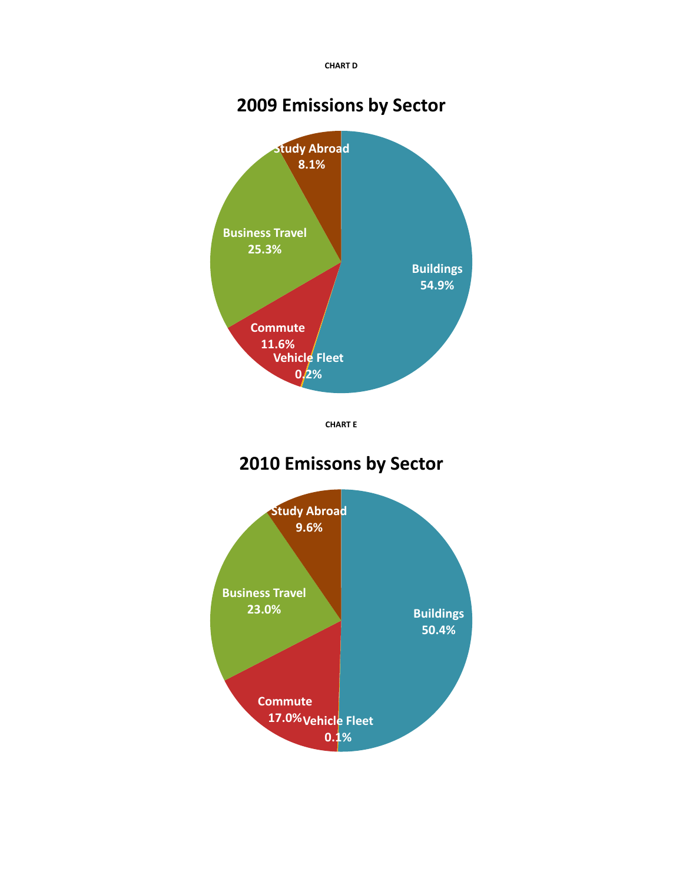CHART D

## 2009 Emissions by Sector

| Sector | Share |
| --- | --- |
| Buildings | 54.9% |
| Vehicle Fleet | 0.2% |
| Commute | 11.6% |
| Business Travel | 25.3% |
| Study Abroad | 8.1% |

CHART E

## 2010 Emissons by Sector

| Sector | Share |
| --- | --- |
| Buildings | 50.4% |
| Vehicle Fleet | 0.1% |
| Commute | 17.0% |
| Business Travel | 23.0% |
| Study Abroad | 9.6% |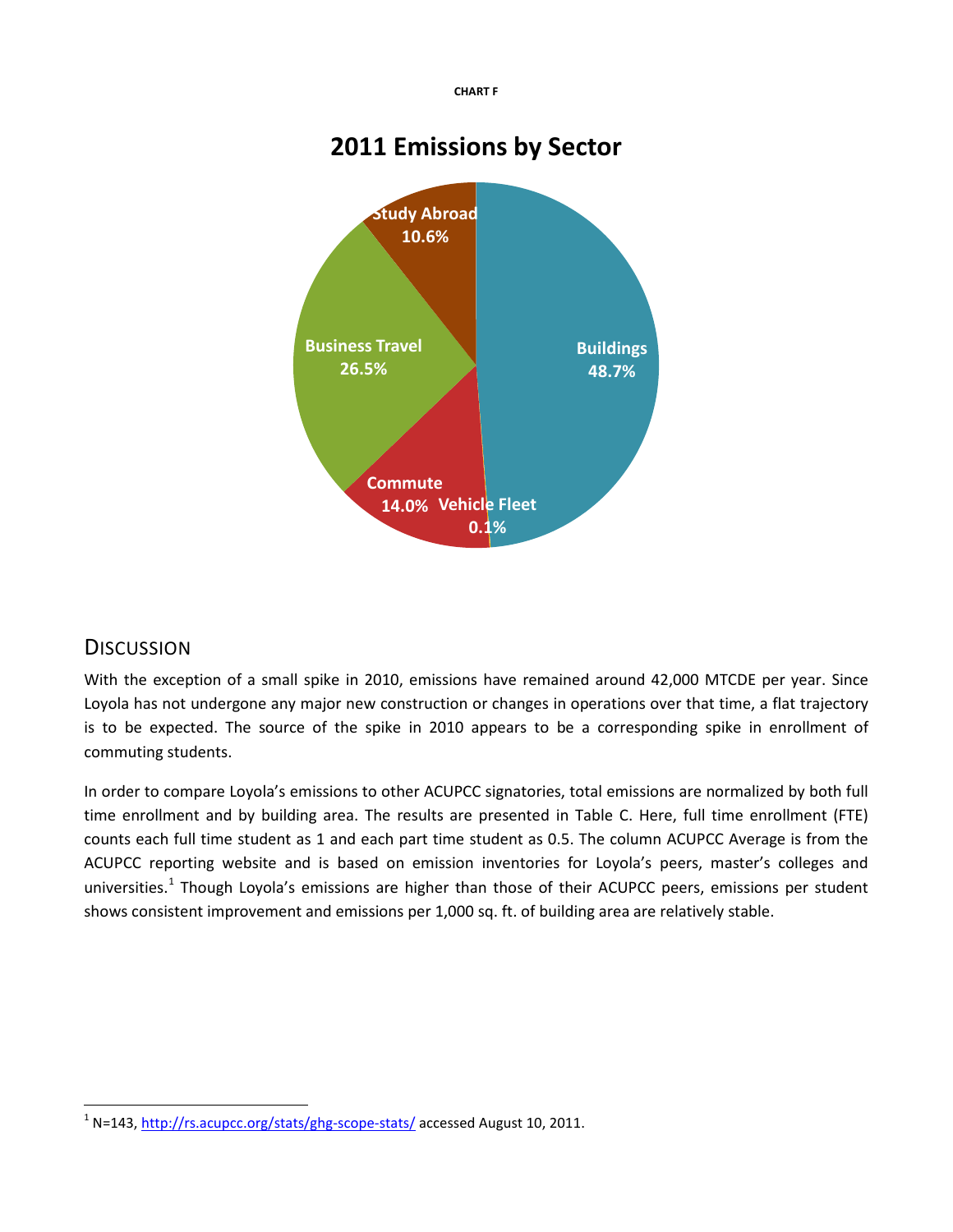CHART F

## 2011 Emissions by Sector

| Sector | Share |
|---|---|
| Buildings | 48.7% |
| Vehicle Fleet | 0.1% |
| Commute | 14.0% |
| Business Travel | 26.5% |
| Study Abroad | 10.6% |

## DISCUSSION

With the exception of a small spike in 2010, emissions have remained around 42,000 MTCDE per year. Since Loyola has not undergone any major new construction or changes in operations over that time, a flat trajectory is to be expected. The source of the spike in 2010 appears to be a corresponding spike in enrollment of commuting students.

In order to compare Loyola's emissions to other ACUPCC signatories, total emissions are normalized by both full time enrollment and by building area. The results are presented in Table C. Here, full time enrollment (FTE) counts each full time student as 1 and each part time student as 0.5. The column ACUPCC Average is from the ACUPCC reporting website and is based on emission inventories for Loyola's peers, master's colleges and universities.[1] Though Loyola's emissions are higher than those of their ACUPCC peers, emissions per student shows consistent improvement and emissions per 1,000 sq. ft. of building area are relatively stable.

[1] N=143, http://rs.acupcc.org/stats/ghg-scope-stats/ accessed August 10, 2011.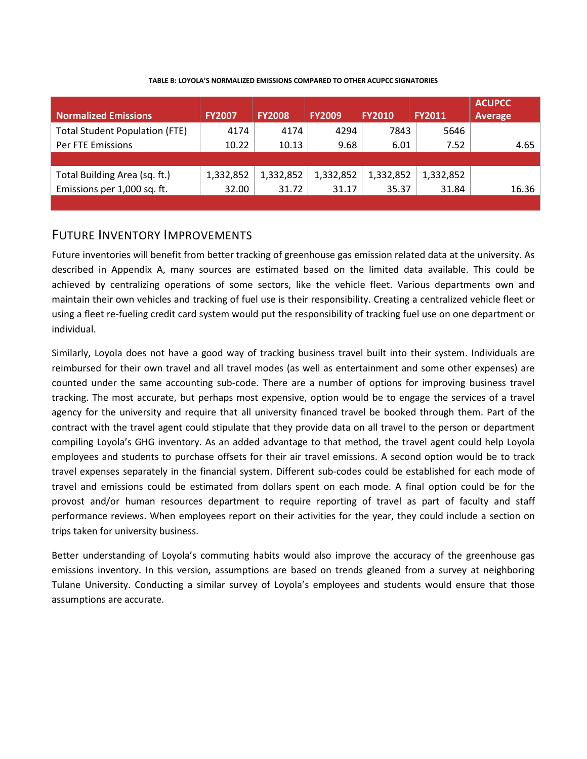**TABLE B: LOYOLA'S NORMALIZED EMISSIONS COMPARED TO OTHER ACUPCC SIGNATORIES**

| Normalized Emissions | FY2007 | FY2008 | FY2009 | FY2010 | FY2011 | ACUPCC Average |
|---|---|---|---|---|---|---|
| Total Student Population (FTE) | 4174 | 4174 | 4294 | 7843 | 5646 | |
| Per FTE Emissions | 10.22 | 10.13 | 9.68 | 6.01 | 7.52 | 4.65 |
| | | | | | | |
| Total Building Area (sq. ft.) | 1,332,852 | 1,332,852 | 1,332,852 | 1,332,852 | 1,332,852 | |
| Emissions per 1,000 sq. ft. | 32.00 | 31.72 | 31.17 | 35.37 | 31.84 | 16.36 |

## Future Inventory Improvements

Future inventories will benefit from better tracking of greenhouse gas emission related data at the university. As described in Appendix A, many sources are estimated based on the limited data available. This could be achieved by centralizing operations of some sectors, like the vehicle fleet. Various departments own and maintain their own vehicles and tracking of fuel use is their responsibility. Creating a centralized vehicle fleet or using a fleet re-fueling credit card system would put the responsibility of tracking fuel use on one department or individual.

Similarly, Loyola does not have a good way of tracking business travel built into their system. Individuals are reimbursed for their own travel and all travel modes (as well as entertainment and some other expenses) are counted under the same accounting sub-code. There are a number of options for improving business travel tracking. The most accurate, but perhaps most expensive, option would be to engage the services of a travel agency for the university and require that all university financed travel be booked through them. Part of the contract with the travel agent could stipulate that they provide data on all travel to the person or department compiling Loyola's GHG inventory. As an added advantage to that method, the travel agent could help Loyola employees and students to purchase offsets for their air travel emissions. A second option would be to track travel expenses separately in the financial system. Different sub-codes could be established for each mode of travel and emissions could be estimated from dollars spent on each mode. A final option could be for the provost and/or human resources department to require reporting of travel as part of faculty and staff performance reviews. When employees report on their activities for the year, they could include a section on trips taken for university business.

Better understanding of Loyola's commuting habits would also improve the accuracy of the greenhouse gas emissions inventory. In this version, assumptions are based on trends gleaned from a survey at neighboring Tulane University. Conducting a similar survey of Loyola's employees and students would ensure that those assumptions are accurate.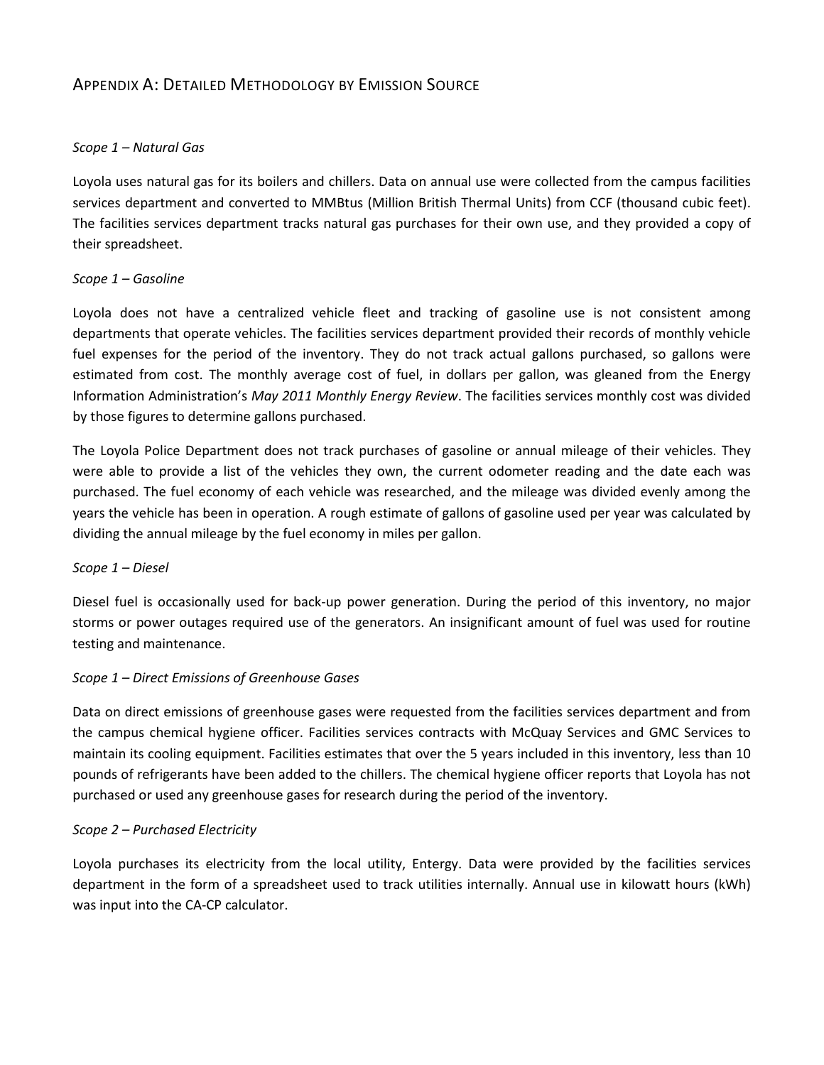## Appendix A: Detailed Methodology by Emission Source

*Scope 1 – Natural Gas*

Loyola uses natural gas for its boilers and chillers. Data on annual use were collected from the campus facilities services department and converted to MMBtus (Million British Thermal Units) from CCF (thousand cubic feet). The facilities services department tracks natural gas purchases for their own use, and they provided a copy of their spreadsheet.

*Scope 1 – Gasoline*

Loyola does not have a centralized vehicle fleet and tracking of gasoline use is not consistent among departments that operate vehicles. The facilities services department provided their records of monthly vehicle fuel expenses for the period of the inventory. They do not track actual gallons purchased, so gallons were estimated from cost. The monthly average cost of fuel, in dollars per gallon, was gleaned from the Energy Information Administration's *May 2011 Monthly Energy Review*. The facilities services monthly cost was divided by those figures to determine gallons purchased.

The Loyola Police Department does not track purchases of gasoline or annual mileage of their vehicles. They were able to provide a list of the vehicles they own, the current odometer reading and the date each was purchased. The fuel economy of each vehicle was researched, and the mileage was divided evenly among the years the vehicle has been in operation. A rough estimate of gallons of gasoline used per year was calculated by dividing the annual mileage by the fuel economy in miles per gallon.

*Scope 1 – Diesel*

Diesel fuel is occasionally used for back-up power generation. During the period of this inventory, no major storms or power outages required use of the generators. An insignificant amount of fuel was used for routine testing and maintenance.

*Scope 1 – Direct Emissions of Greenhouse Gases*

Data on direct emissions of greenhouse gases were requested from the facilities services department and from the campus chemical hygiene officer. Facilities services contracts with McQuay Services and GMC Services to maintain its cooling equipment. Facilities estimates that over the 5 years included in this inventory, less than 10 pounds of refrigerants have been added to the chillers. The chemical hygiene officer reports that Loyola has not purchased or used any greenhouse gases for research during the period of the inventory.

*Scope 2 – Purchased Electricity*

Loyola purchases its electricity from the local utility, Entergy. Data were provided by the facilities services department in the form of a spreadsheet used to track utilities internally. Annual use in kilowatt hours (kWh) was input into the CA-CP calculator.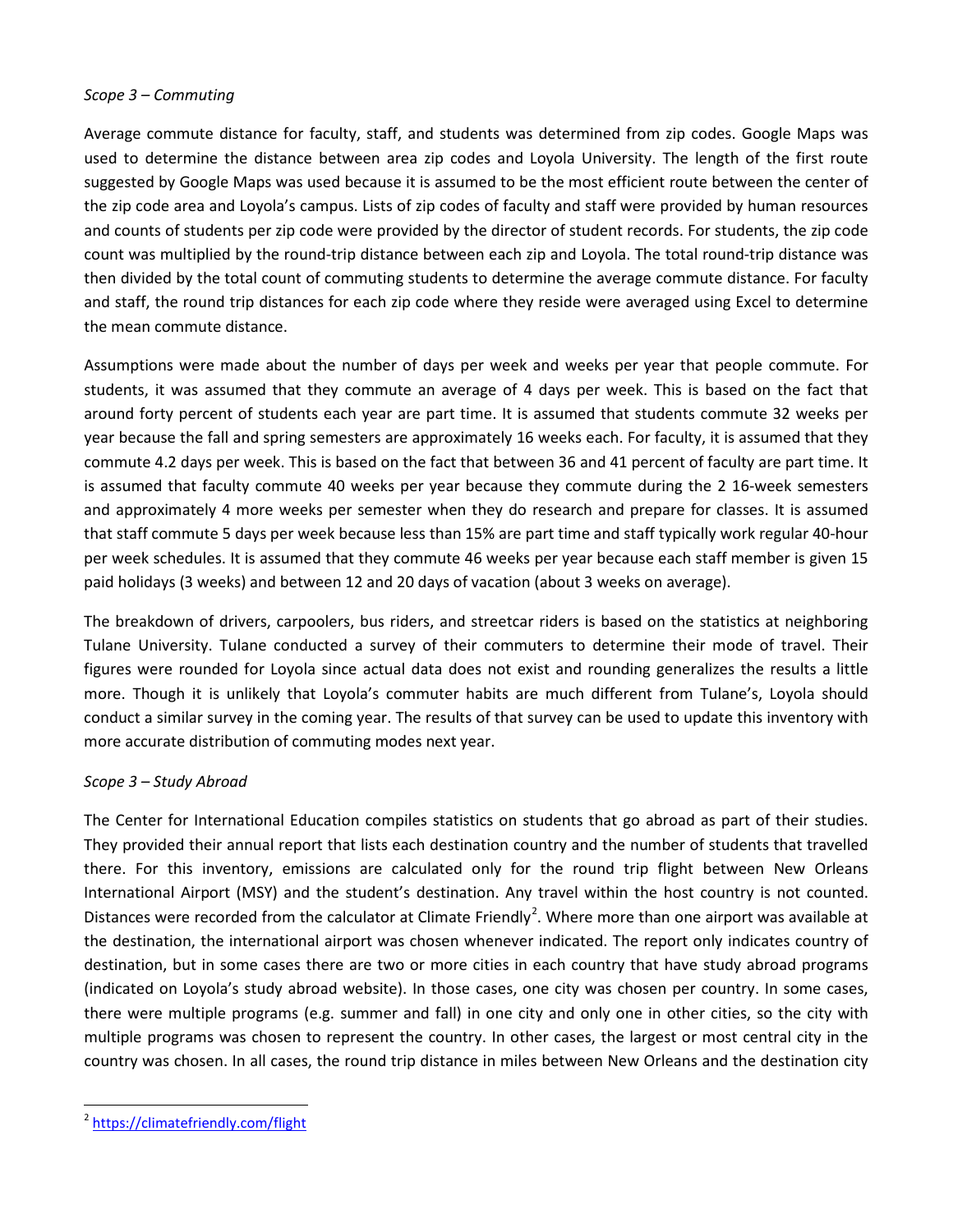*Scope 3 – Commuting*

Average commute distance for faculty, staff, and students was determined from zip codes. Google Maps was used to determine the distance between area zip codes and Loyola University. The length of the first route suggested by Google Maps was used because it is assumed to be the most efficient route between the center of the zip code area and Loyola's campus. Lists of zip codes of faculty and staff were provided by human resources and counts of students per zip code were provided by the director of student records. For students, the zip code count was multiplied by the round-trip distance between each zip and Loyola. The total round-trip distance was then divided by the total count of commuting students to determine the average commute distance. For faculty and staff, the round trip distances for each zip code where they reside were averaged using Excel to determine the mean commute distance.

Assumptions were made about the number of days per week and weeks per year that people commute. For students, it was assumed that they commute an average of 4 days per week. This is based on the fact that around forty percent of students each year are part time. It is assumed that students commute 32 weeks per year because the fall and spring semesters are approximately 16 weeks each. For faculty, it is assumed that they commute 4.2 days per week. This is based on the fact that between 36 and 41 percent of faculty are part time. It is assumed that faculty commute 40 weeks per year because they commute during the 2 16-week semesters and approximately 4 more weeks per semester when they do research and prepare for classes. It is assumed that staff commute 5 days per week because less than 15% are part time and staff typically work regular 40-hour per week schedules. It is assumed that they commute 46 weeks per year because each staff member is given 15 paid holidays (3 weeks) and between 12 and 20 days of vacation (about 3 weeks on average).

The breakdown of drivers, carpoolers, bus riders, and streetcar riders is based on the statistics at neighboring Tulane University. Tulane conducted a survey of their commuters to determine their mode of travel. Their figures were rounded for Loyola since actual data does not exist and rounding generalizes the results a little more. Though it is unlikely that Loyola's commuter habits are much different from Tulane's, Loyola should conduct a similar survey in the coming year. The results of that survey can be used to update this inventory with more accurate distribution of commuting modes next year.

*Scope 3 – Study Abroad*

The Center for International Education compiles statistics on students that go abroad as part of their studies. They provided their annual report that lists each destination country and the number of students that travelled there. For this inventory, emissions are calculated only for the round trip flight between New Orleans International Airport (MSY) and the student's destination. Any travel within the host country is not counted. Distances were recorded from the calculator at Climate Friendly[2]. Where more than one airport was available at the destination, the international airport was chosen whenever indicated. The report only indicates country of destination, but in some cases there are two or more cities in each country that have study abroad programs (indicated on Loyola's study abroad website). In those cases, one city was chosen per country. In some cases, there were multiple programs (e.g. summer and fall) in one city and only one in other cities, so the city with multiple programs was chosen to represent the country. In other cases, the largest or most central city in the country was chosen. In all cases, the round trip distance in miles between New Orleans and the destination city

---

[2] https://climatefriendly.com/flight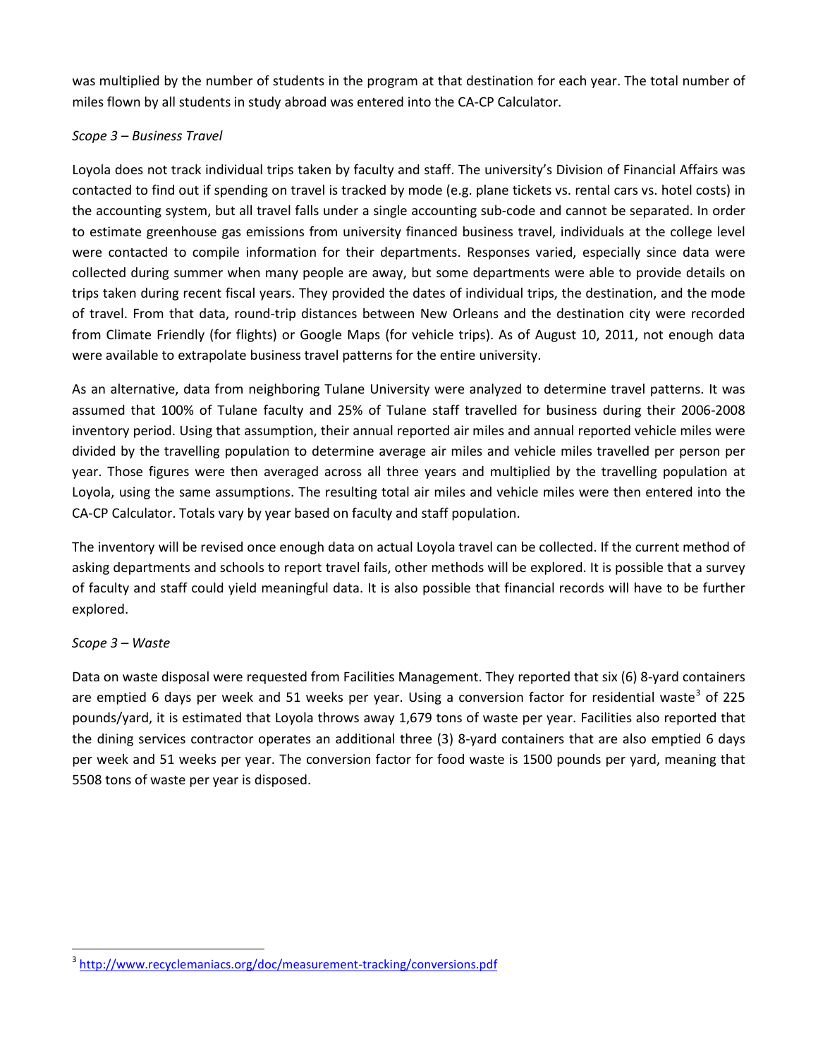was multiplied by the number of students in the program at that destination for each year. The total number of miles flown by all students in study abroad was entered into the CA-CP Calculator.

*Scope 3 – Business Travel*

Loyola does not track individual trips taken by faculty and staff. The university's Division of Financial Affairs was contacted to find out if spending on travel is tracked by mode (e.g. plane tickets vs. rental cars vs. hotel costs) in the accounting system, but all travel falls under a single accounting sub-code and cannot be separated. In order to estimate greenhouse gas emissions from university financed business travel, individuals at the college level were contacted to compile information for their departments. Responses varied, especially since data were collected during summer when many people are away, but some departments were able to provide details on trips taken during recent fiscal years. They provided the dates of individual trips, the destination, and the mode of travel. From that data, round-trip distances between New Orleans and the destination city were recorded from Climate Friendly (for flights) or Google Maps (for vehicle trips). As of August 10, 2011, not enough data were available to extrapolate business travel patterns for the entire university.

As an alternative, data from neighboring Tulane University were analyzed to determine travel patterns. It was assumed that 100% of Tulane faculty and 25% of Tulane staff travelled for business during their 2006-2008 inventory period. Using that assumption, their annual reported air miles and annual reported vehicle miles were divided by the travelling population to determine average air miles and vehicle miles travelled per person per year. Those figures were then averaged across all three years and multiplied by the travelling population at Loyola, using the same assumptions. The resulting total air miles and vehicle miles were then entered into the CA-CP Calculator. Totals vary by year based on faculty and staff population.

The inventory will be revised once enough data on actual Loyola travel can be collected. If the current method of asking departments and schools to report travel fails, other methods will be explored. It is possible that a survey of faculty and staff could yield meaningful data. It is also possible that financial records will have to be further explored.

*Scope 3 – Waste*

Data on waste disposal were requested from Facilities Management. They reported that six (6) 8-yard containers are emptied 6 days per week and 51 weeks per year. Using a conversion factor for residential waste[3] of 225 pounds/yard, it is estimated that Loyola throws away 1,679 tons of waste per year. Facilities also reported that the dining services contractor operates an additional three (3) 8-yard containers that are also emptied 6 days per week and 51 weeks per year. The conversion factor for food waste is 1500 pounds per yard, meaning that 5508 tons of waste per year is disposed.

[3] http://www.recyclemaniacs.org/doc/measurement-tracking/conversions.pdf